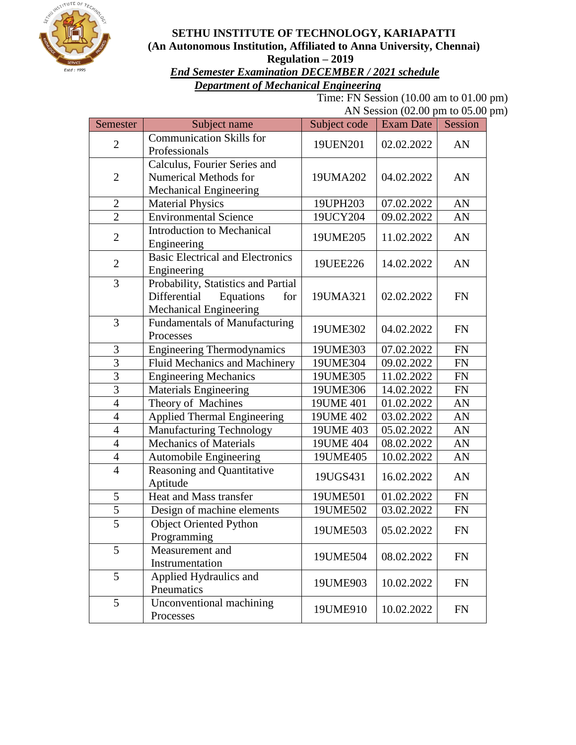# SETHU INSTITUTE OF TECHNOLOGY, KARIAPATTI

**(An Autonomous Institution, Affiliated to Anna University, Chennai)**

**Regulation – 2019**

***End Semester Examination DECEMBER / 2021 schedule***

***Department of Mechanical Engineering***

Time: FN Session (10.00 am to 01.00 pm)
AN Session (02.00 pm to 05.00 pm)

| Semester | Subject name | Subject code | Exam Date | Session |
|---|---|---|---|---|
| 2 | Communication Skills for Professionals | 19UEN201 | 02.02.2022 | AN |
| 2 | Calculus, Fourier Series and Numerical Methods for Mechanical Engineering | 19UMA202 | 04.02.2022 | AN |
| 2 | Material Physics | 19UPH203 | 07.02.2022 | AN |
| 2 | Environmental Science | 19UCY204 | 09.02.2022 | AN |
| 2 | Introduction to Mechanical Engineering | 19UME205 | 11.02.2022 | AN |
| 2 | Basic Electrical and Electronics Engineering | 19UEE226 | 14.02.2022 | AN |
| 3 | Probability, Statistics and Partial Differential Equations for Mechanical Engineering | 19UMA321 | 02.02.2022 | FN |
| 3 | Fundamentals of Manufacturing Processes | 19UME302 | 04.02.2022 | FN |
| 3 | Engineering Thermodynamics | 19UME303 | 07.02.2022 | FN |
| 3 | Fluid Mechanics and Machinery | 19UME304 | 09.02.2022 | FN |
| 3 | Engineering Mechanics | 19UME305 | 11.02.2022 | FN |
| 3 | Materials Engineering | 19UME306 | 14.02.2022 | FN |
| 4 | Theory of Machines | 19UME 401 | 01.02.2022 | AN |
| 4 | Applied Thermal Engineering | 19UME 402 | 03.02.2022 | AN |
| 4 | Manufacturing Technology | 19UME 403 | 05.02.2022 | AN |
| 4 | Mechanics of Materials | 19UME 404 | 08.02.2022 | AN |
| 4 | Automobile Engineering | 19UME405 | 10.02.2022 | AN |
| 4 | Reasoning and Quantitative Aptitude | 19UGS431 | 16.02.2022 | AN |
| 5 | Heat and Mass transfer | 19UME501 | 01.02.2022 | FN |
| 5 | Design of machine elements | 19UME502 | 03.02.2022 | FN |
| 5 | Object Oriented Python Programming | 19UME503 | 05.02.2022 | FN |
| 5 | Measurement and Instrumentation | 19UME504 | 08.02.2022 | FN |
| 5 | Applied Hydraulics and Pneumatics | 19UME903 | 10.02.2022 | FN |
| 5 | Unconventional machining Processes | 19UME910 | 10.02.2022 | FN |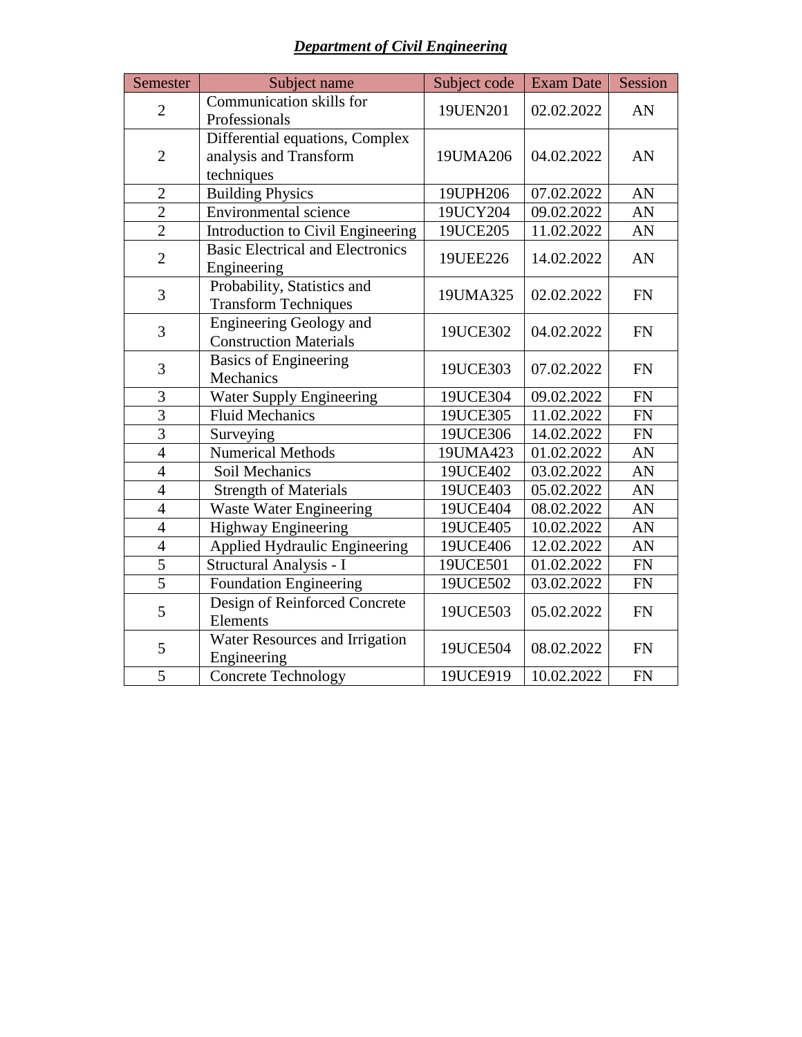***Department of Civil Engineering***

| Semester | Subject name | Subject code | Exam Date | Session |
|---|---|---|---|---|
| 2 | Communication skills for Professionals | 19UEN201 | 02.02.2022 | AN |
| 2 | Differential equations, Complex analysis and Transform techniques | 19UMA206 | 04.02.2022 | AN |
| 2 | Building Physics | 19UPH206 | 07.02.2022 | AN |
| 2 | Environmental science | 19UCY204 | 09.02.2022 | AN |
| 2 | Introduction to Civil Engineering | 19UCE205 | 11.02.2022 | AN |
| 2 | Basic Electrical and Electronics Engineering | 19UEE226 | 14.02.2022 | AN |
| 3 | Probability, Statistics and Transform Techniques | 19UMA325 | 02.02.2022 | FN |
| 3 | Engineering Geology and Construction Materials | 19UCE302 | 04.02.2022 | FN |
| 3 | Basics of Engineering Mechanics | 19UCE303 | 07.02.2022 | FN |
| 3 | Water Supply Engineering | 19UCE304 | 09.02.2022 | FN |
| 3 | Fluid Mechanics | 19UCE305 | 11.02.2022 | FN |
| 3 | Surveying | 19UCE306 | 14.02.2022 | FN |
| 4 | Numerical Methods | 19UMA423 | 01.02.2022 | AN |
| 4 | Soil Mechanics | 19UCE402 | 03.02.2022 | AN |
| 4 | Strength of Materials | 19UCE403 | 05.02.2022 | AN |
| 4 | Waste Water Engineering | 19UCE404 | 08.02.2022 | AN |
| 4 | Highway Engineering | 19UCE405 | 10.02.2022 | AN |
| 4 | Applied Hydraulic Engineering | 19UCE406 | 12.02.2022 | AN |
| 5 | Structural Analysis - I | 19UCE501 | 01.02.2022 | FN |
| 5 | Foundation Engineering | 19UCE502 | 03.02.2022 | FN |
| 5 | Design of Reinforced Concrete Elements | 19UCE503 | 05.02.2022 | FN |
| 5 | Water Resources and Irrigation Engineering | 19UCE504 | 08.02.2022 | FN |
| 5 | Concrete Technology | 19UCE919 | 10.02.2022 | FN |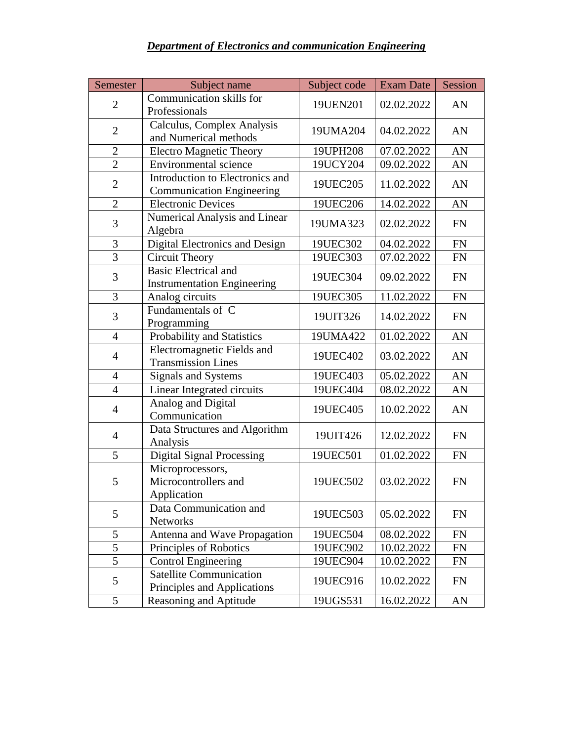***Department of Electronics and communication Engineering***

| Semester | Subject name | Subject code | Exam Date | Session |
|---|---|---|---|---|
| 2 | Communication skills for Professionals | 19UEN201 | 02.02.2022 | AN |
| 2 | Calculus, Complex Analysis and Numerical methods | 19UMA204 | 04.02.2022 | AN |
| 2 | Electro Magnetic Theory | 19UPH208 | 07.02.2022 | AN |
| 2 | Environmental science | 19UCY204 | 09.02.2022 | AN |
| 2 | Introduction to Electronics and Communication Engineering | 19UEC205 | 11.02.2022 | AN |
| 2 | Electronic Devices | 19UEC206 | 14.02.2022 | AN |
| 3 | Numerical Analysis and Linear Algebra | 19UMA323 | 02.02.2022 | FN |
| 3 | Digital Electronics and Design | 19UEC302 | 04.02.2022 | FN |
| 3 | Circuit Theory | 19UEC303 | 07.02.2022 | FN |
| 3 | Basic Electrical and Instrumentation Engineering | 19UEC304 | 09.02.2022 | FN |
| 3 | Analog circuits | 19UEC305 | 11.02.2022 | FN |
| 3 | Fundamentals of C Programming | 19UIT326 | 14.02.2022 | FN |
| 4 | Probability and Statistics | 19UMA422 | 01.02.2022 | AN |
| 4 | Electromagnetic Fields and Transmission Lines | 19UEC402 | 03.02.2022 | AN |
| 4 | Signals and Systems | 19UEC403 | 05.02.2022 | AN |
| 4 | Linear Integrated circuits | 19UEC404 | 08.02.2022 | AN |
| 4 | Analog and Digital Communication | 19UEC405 | 10.02.2022 | AN |
| 4 | Data Structures and Algorithm Analysis | 19UIT426 | 12.02.2022 | FN |
| 5 | Digital Signal Processing | 19UEC501 | 01.02.2022 | FN |
| 5 | Microprocessors, Microcontrollers and Application | 19UEC502 | 03.02.2022 | FN |
| 5 | Data Communication and Networks | 19UEC503 | 05.02.2022 | FN |
| 5 | Antenna and Wave Propagation | 19UEC504 | 08.02.2022 | FN |
| 5 | Principles of Robotics | 19UEC902 | 10.02.2022 | FN |
| 5 | Control Engineering | 19UEC904 | 10.02.2022 | FN |
| 5 | Satellite Communication Principles and Applications | 19UEC916 | 10.02.2022 | FN |
| 5 | Reasoning and Aptitude | 19UGS531 | 16.02.2022 | AN |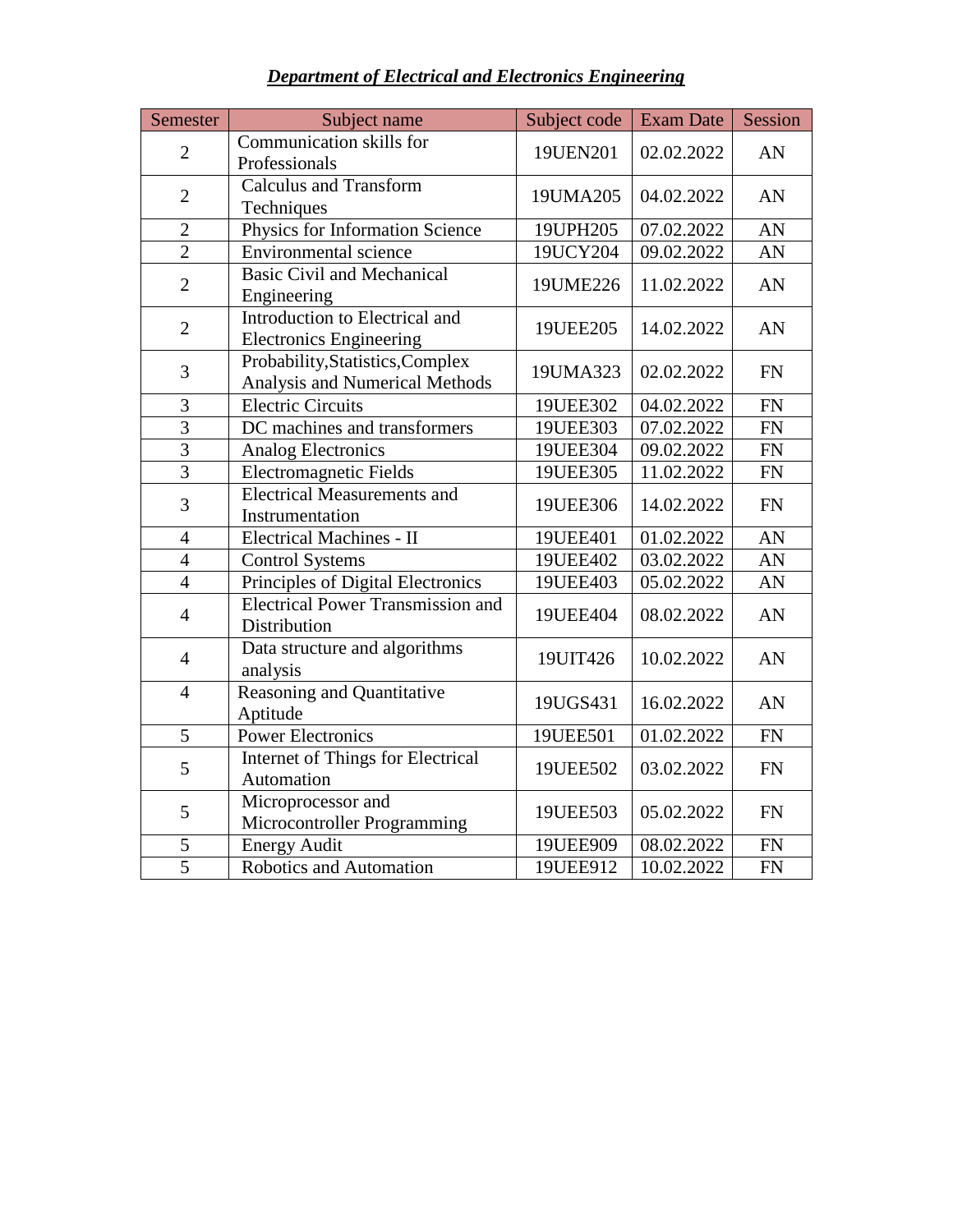***Department of Electrical and Electronics Engineering***

| Semester | Subject name | Subject code | Exam Date | Session |
|---|---|---|---|---|
| 2 | Communication skills for Professionals | 19UEN201 | 02.02.2022 | AN |
| 2 | Calculus and Transform Techniques | 19UMA205 | 04.02.2022 | AN |
| 2 | Physics for Information Science | 19UPH205 | 07.02.2022 | AN |
| 2 | Environmental science | 19UCY204 | 09.02.2022 | AN |
| 2 | Basic Civil and Mechanical Engineering | 19UME226 | 11.02.2022 | AN |
| 2 | Introduction to Electrical and Electronics Engineering | 19UEE205 | 14.02.2022 | AN |
| 3 | Probability,Statistics,Complex Analysis and Numerical Methods | 19UMA323 | 02.02.2022 | FN |
| 3 | Electric Circuits | 19UEE302 | 04.02.2022 | FN |
| 3 | DC machines and transformers | 19UEE303 | 07.02.2022 | FN |
| 3 | Analog Electronics | 19UEE304 | 09.02.2022 | FN |
| 3 | Electromagnetic Fields | 19UEE305 | 11.02.2022 | FN |
| 3 | Electrical Measurements and Instrumentation | 19UEE306 | 14.02.2022 | FN |
| 4 | Electrical Machines - II | 19UEE401 | 01.02.2022 | AN |
| 4 | Control Systems | 19UEE402 | 03.02.2022 | AN |
| 4 | Principles of Digital Electronics | 19UEE403 | 05.02.2022 | AN |
| 4 | Electrical Power Transmission and Distribution | 19UEE404 | 08.02.2022 | AN |
| 4 | Data structure and algorithms analysis | 19UIT426 | 10.02.2022 | AN |
| 4 | Reasoning and Quantitative Aptitude | 19UGS431 | 16.02.2022 | AN |
| 5 | Power Electronics | 19UEE501 | 01.02.2022 | FN |
| 5 | Internet of Things for Electrical Automation | 19UEE502 | 03.02.2022 | FN |
| 5 | Microprocessor and Microcontroller Programming | 19UEE503 | 05.02.2022 | FN |
| 5 | Energy Audit | 19UEE909 | 08.02.2022 | FN |
| 5 | Robotics and Automation | 19UEE912 | 10.02.2022 | FN |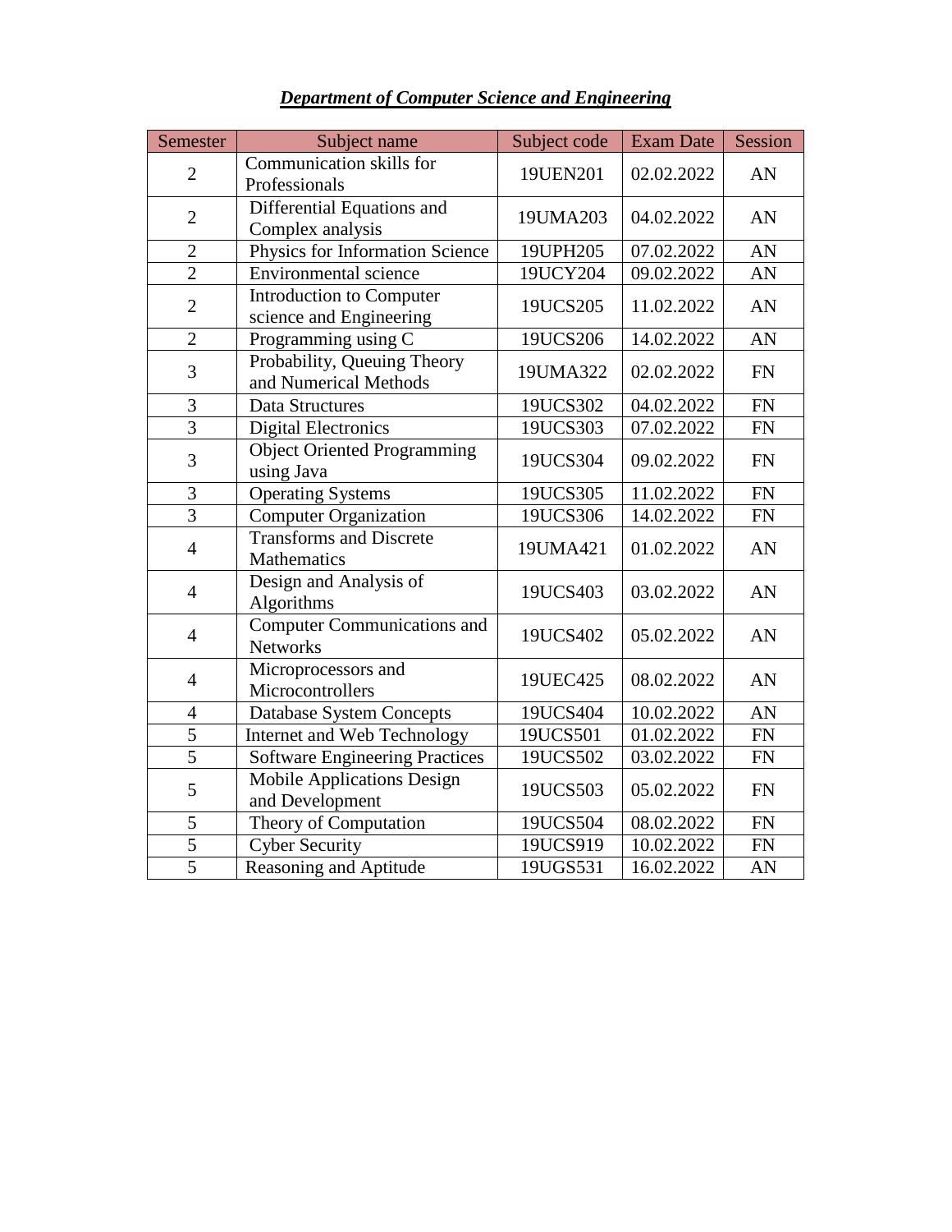***Department of Computer Science and Engineering***

| Semester | Subject name | Subject code | Exam Date | Session |
|---|---|---|---|---|
| 2 | Communication skills for Professionals | 19UEN201 | 02.02.2022 | AN |
| 2 | Differential Equations and Complex analysis | 19UMA203 | 04.02.2022 | AN |
| 2 | Physics for Information Science | 19UPH205 | 07.02.2022 | AN |
| 2 | Environmental science | 19UCY204 | 09.02.2022 | AN |
| 2 | Introduction to Computer science and Engineering | 19UCS205 | 11.02.2022 | AN |
| 2 | Programming using C | 19UCS206 | 14.02.2022 | AN |
| 3 | Probability, Queuing Theory and Numerical Methods | 19UMA322 | 02.02.2022 | FN |
| 3 | Data Structures | 19UCS302 | 04.02.2022 | FN |
| 3 | Digital Electronics | 19UCS303 | 07.02.2022 | FN |
| 3 | Object Oriented Programming using Java | 19UCS304 | 09.02.2022 | FN |
| 3 | Operating Systems | 19UCS305 | 11.02.2022 | FN |
| 3 | Computer Organization | 19UCS306 | 14.02.2022 | FN |
| 4 | Transforms and Discrete Mathematics | 19UMA421 | 01.02.2022 | AN |
| 4 | Design and Analysis of Algorithms | 19UCS403 | 03.02.2022 | AN |
| 4 | Computer Communications and Networks | 19UCS402 | 05.02.2022 | AN |
| 4 | Microprocessors and Microcontrollers | 19UEC425 | 08.02.2022 | AN |
| 4 | Database System Concepts | 19UCS404 | 10.02.2022 | AN |
| 5 | Internet and Web Technology | 19UCS501 | 01.02.2022 | FN |
| 5 | Software Engineering Practices | 19UCS502 | 03.02.2022 | FN |
| 5 | Mobile Applications Design and Development | 19UCS503 | 05.02.2022 | FN |
| 5 | Theory of Computation | 19UCS504 | 08.02.2022 | FN |
| 5 | Cyber Security | 19UCS919 | 10.02.2022 | FN |
| 5 | Reasoning and Aptitude | 19UGS531 | 16.02.2022 | AN |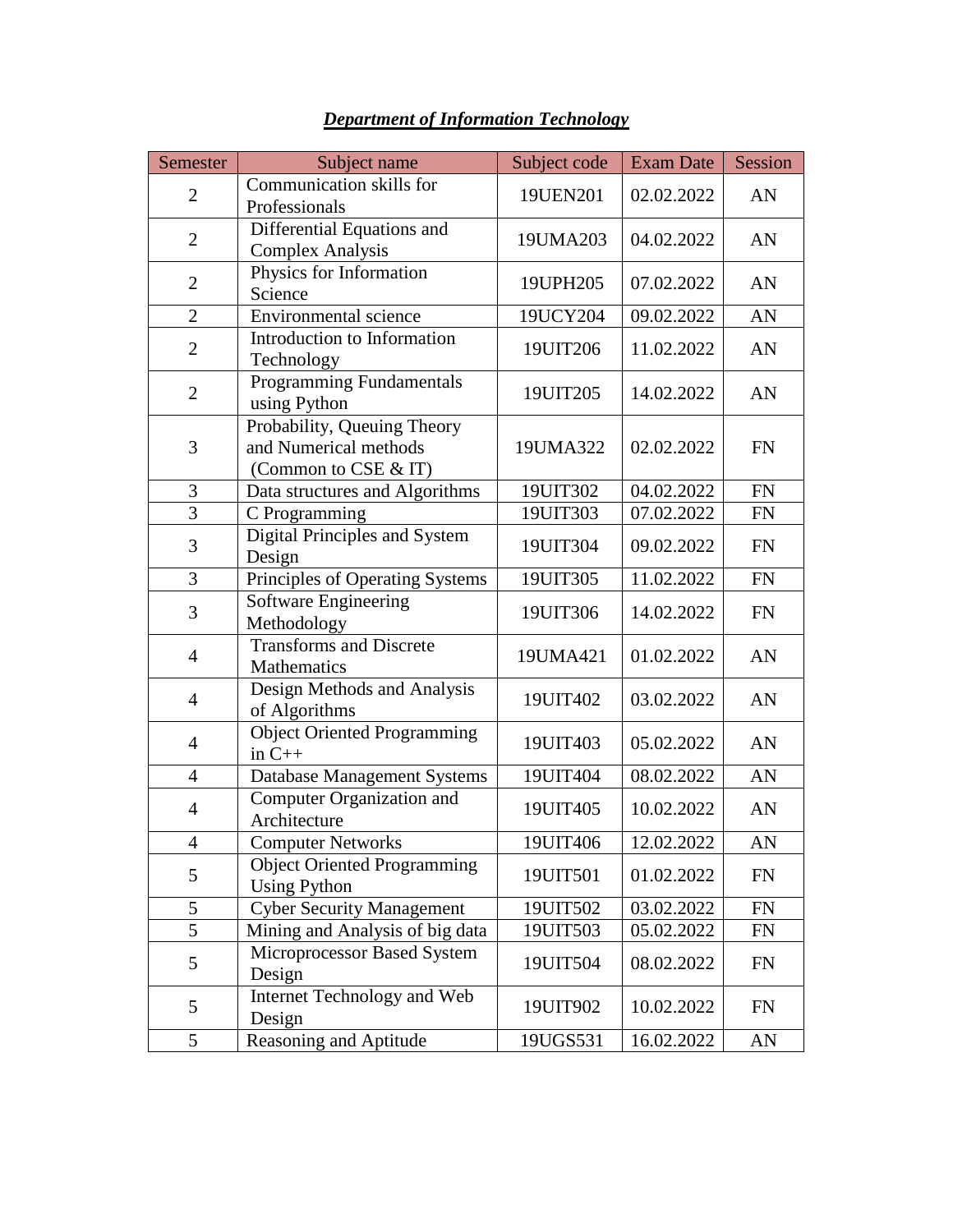***Department of Information Technology***

| Semester | Subject name | Subject code | Exam Date | Session |
| --- | --- | --- | --- | --- |
| 2 | Communication skills for Professionals | 19UEN201 | 02.02.2022 | AN |
| 2 | Differential Equations and Complex Analysis | 19UMA203 | 04.02.2022 | AN |
| 2 | Physics for Information Science | 19UPH205 | 07.02.2022 | AN |
| 2 | Environmental science | 19UCY204 | 09.02.2022 | AN |
| 2 | Introduction to Information Technology | 19UIT206 | 11.02.2022 | AN |
| 2 | Programming Fundamentals using Python | 19UIT205 | 14.02.2022 | AN |
| 3 | Probability, Queuing Theory and Numerical methods (Common to CSE & IT) | 19UMA322 | 02.02.2022 | FN |
| 3 | Data structures and Algorithms | 19UIT302 | 04.02.2022 | FN |
| 3 | C Programming | 19UIT303 | 07.02.2022 | FN |
| 3 | Digital Principles and System Design | 19UIT304 | 09.02.2022 | FN |
| 3 | Principles of Operating Systems | 19UIT305 | 11.02.2022 | FN |
| 3 | Software Engineering Methodology | 19UIT306 | 14.02.2022 | FN |
| 4 | Transforms and Discrete Mathematics | 19UMA421 | 01.02.2022 | AN |
| 4 | Design Methods and Analysis of Algorithms | 19UIT402 | 03.02.2022 | AN |
| 4 | Object Oriented Programming in C++ | 19UIT403 | 05.02.2022 | AN |
| 4 | Database Management Systems | 19UIT404 | 08.02.2022 | AN |
| 4 | Computer Organization and Architecture | 19UIT405 | 10.02.2022 | AN |
| 4 | Computer Networks | 19UIT406 | 12.02.2022 | AN |
| 5 | Object Oriented Programming Using Python | 19UIT501 | 01.02.2022 | FN |
| 5 | Cyber Security Management | 19UIT502 | 03.02.2022 | FN |
| 5 | Mining and Analysis of big data | 19UIT503 | 05.02.2022 | FN |
| 5 | Microprocessor Based System Design | 19UIT504 | 08.02.2022 | FN |
| 5 | Internet Technology and Web Design | 19UIT902 | 10.02.2022 | FN |
| 5 | Reasoning and Aptitude | 19UGS531 | 16.02.2022 | AN |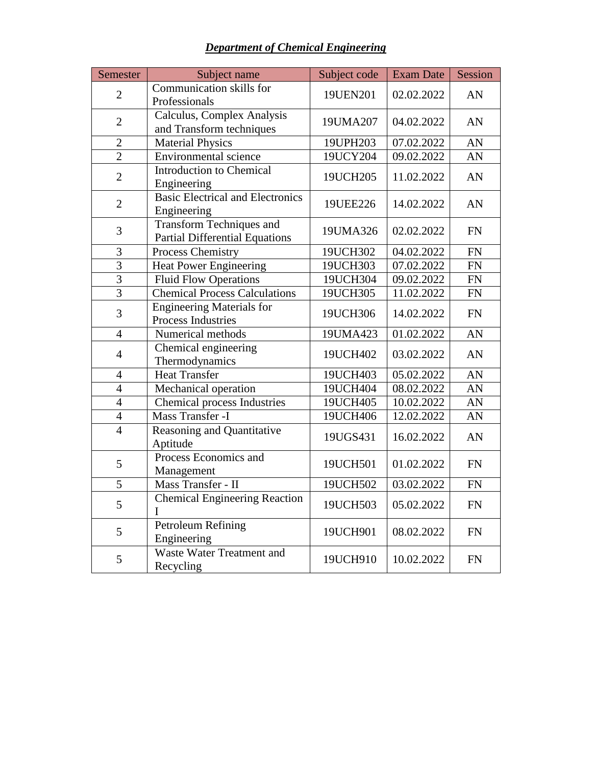***Department of Chemical Engineering***

| Semester | Subject name | Subject code | Exam Date | Session |
|---|---|---|---|---|
| 2 | Communication skills for Professionals | 19UEN201 | 02.02.2022 | AN |
| 2 | Calculus, Complex Analysis and Transform techniques | 19UMA207 | 04.02.2022 | AN |
| 2 | Material Physics | 19UPH203 | 07.02.2022 | AN |
| 2 | Environmental science | 19UCY204 | 09.02.2022 | AN |
| 2 | Introduction to Chemical Engineering | 19UCH205 | 11.02.2022 | AN |
| 2 | Basic Electrical and Electronics Engineering | 19UEE226 | 14.02.2022 | AN |
| 3 | Transform Techniques and Partial Differential Equations | 19UMA326 | 02.02.2022 | FN |
| 3 | Process Chemistry | 19UCH302 | 04.02.2022 | FN |
| 3 | Heat Power Engineering | 19UCH303 | 07.02.2022 | FN |
| 3 | Fluid Flow Operations | 19UCH304 | 09.02.2022 | FN |
| 3 | Chemical Process Calculations | 19UCH305 | 11.02.2022 | FN |
| 3 | Engineering Materials for Process Industries | 19UCH306 | 14.02.2022 | FN |
| 4 | Numerical methods | 19UMA423 | 01.02.2022 | AN |
| 4 | Chemical engineering Thermodynamics | 19UCH402 | 03.02.2022 | AN |
| 4 | Heat Transfer | 19UCH403 | 05.02.2022 | AN |
| 4 | Mechanical operation | 19UCH404 | 08.02.2022 | AN |
| 4 | Chemical process Industries | 19UCH405 | 10.02.2022 | AN |
| 4 | Mass Transfer -I | 19UCH406 | 12.02.2022 | AN |
| 4 | Reasoning and Quantitative Aptitude | 19UGS431 | 16.02.2022 | AN |
| 5 | Process Economics and Management | 19UCH501 | 01.02.2022 | FN |
| 5 | Mass Transfer - II | 19UCH502 | 03.02.2022 | FN |
| 5 | Chemical Engineering Reaction I | 19UCH503 | 05.02.2022 | FN |
| 5 | Petroleum Refining Engineering | 19UCH901 | 08.02.2022 | FN |
| 5 | Waste Water Treatment and Recycling | 19UCH910 | 10.02.2022 | FN |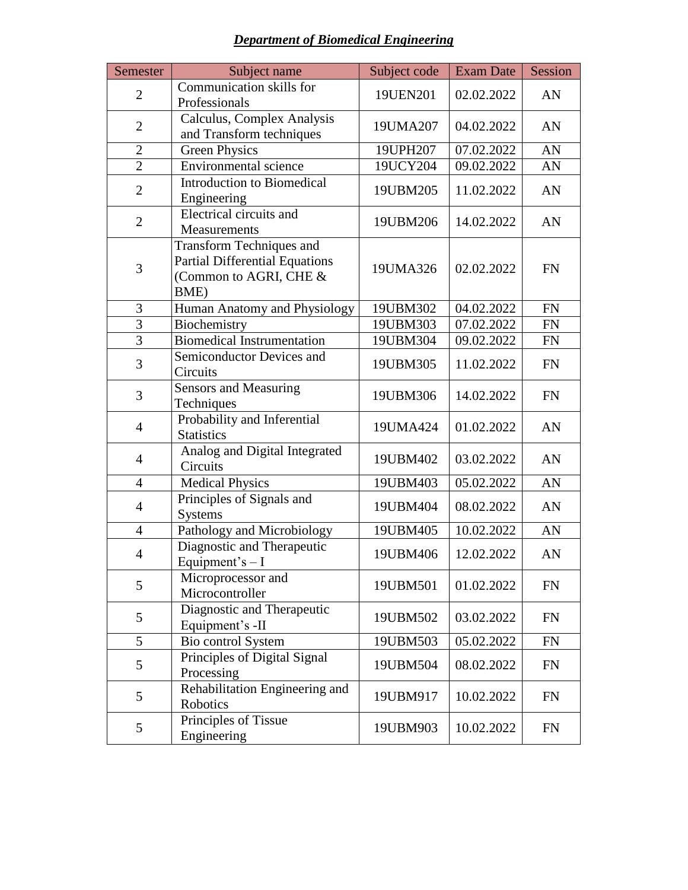## ***Department of Biomedical Engineering***

| Semester | Subject name | Subject code | Exam Date | Session |
|---|---|---|---|---|
| 2 | Communication skills for Professionals | 19UEN201 | 02.02.2022 | AN |
| 2 | Calculus, Complex Analysis and Transform techniques | 19UMA207 | 04.02.2022 | AN |
| 2 | Green Physics | 19UPH207 | 07.02.2022 | AN |
| 2 | Environmental science | 19UCY204 | 09.02.2022 | AN |
| 2 | Introduction to Biomedical Engineering | 19UBM205 | 11.02.2022 | AN |
| 2 | Electrical circuits and Measurements | 19UBM206 | 14.02.2022 | AN |
| 3 | Transform Techniques and Partial Differential Equations (Common to AGRI, CHE & BME) | 19UMA326 | 02.02.2022 | FN |
| 3 | Human Anatomy and Physiology | 19UBM302 | 04.02.2022 | FN |
| 3 | Biochemistry | 19UBM303 | 07.02.2022 | FN |
| 3 | Biomedical Instrumentation | 19UBM304 | 09.02.2022 | FN |
| 3 | Semiconductor Devices and Circuits | 19UBM305 | 11.02.2022 | FN |
| 3 | Sensors and Measuring Techniques | 19UBM306 | 14.02.2022 | FN |
| 4 | Probability and Inferential Statistics | 19UMA424 | 01.02.2022 | AN |
| 4 | Analog and Digital Integrated Circuits | 19UBM402 | 03.02.2022 | AN |
| 4 | Medical Physics | 19UBM403 | 05.02.2022 | AN |
| 4 | Principles of Signals and Systems | 19UBM404 | 08.02.2022 | AN |
| 4 | Pathology and Microbiology | 19UBM405 | 10.02.2022 | AN |
| 4 | Diagnostic and Therapeutic Equipment's – I | 19UBM406 | 12.02.2022 | AN |
| 5 | Microprocessor and Microcontroller | 19UBM501 | 01.02.2022 | FN |
| 5 | Diagnostic and Therapeutic Equipment's -II | 19UBM502 | 03.02.2022 | FN |
| 5 | Bio control System | 19UBM503 | 05.02.2022 | FN |
| 5 | Principles of Digital Signal Processing | 19UBM504 | 08.02.2022 | FN |
| 5 | Rehabilitation Engineering and Robotics | 19UBM917 | 10.02.2022 | FN |
| 5 | Principles of Tissue Engineering | 19UBM903 | 10.02.2022 | FN |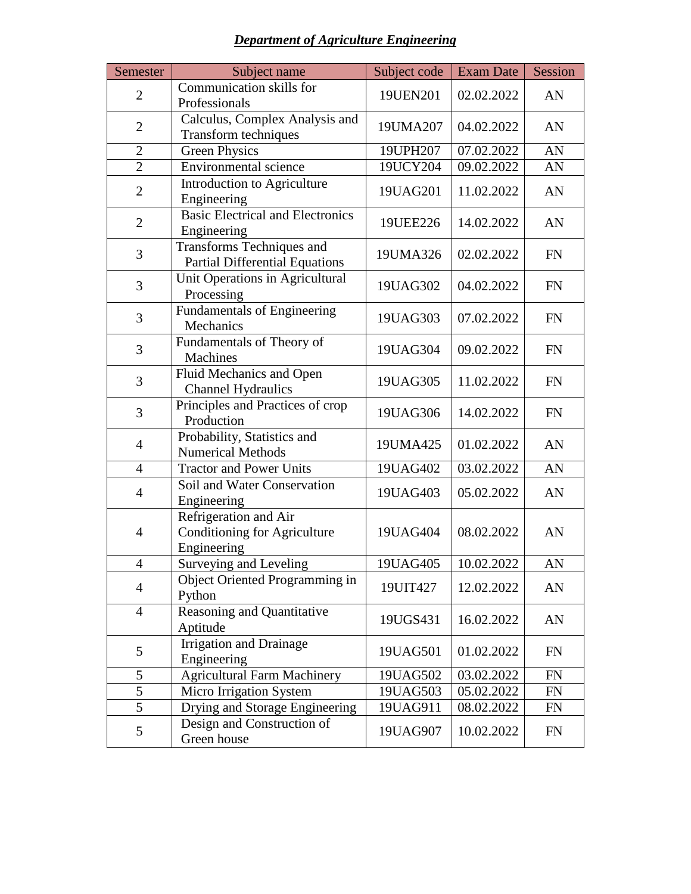***Department of Agriculture Engineering***

| Semester | Subject name | Subject code | Exam Date | Session |
|---|---|---|---|---|
| 2 | Communication skills for Professionals | 19UEN201 | 02.02.2022 | AN |
| 2 | Calculus, Complex Analysis and Transform techniques | 19UMA207 | 04.02.2022 | AN |
| 2 | Green Physics | 19UPH207 | 07.02.2022 | AN |
| 2 | Environmental science | 19UCY204 | 09.02.2022 | AN |
| 2 | Introduction to Agriculture Engineering | 19UAG201 | 11.02.2022 | AN |
| 2 | Basic Electrical and Electronics Engineering | 19UEE226 | 14.02.2022 | AN |
| 3 | Transforms Techniques and Partial Differential Equations | 19UMA326 | 02.02.2022 | FN |
| 3 | Unit Operations in Agricultural Processing | 19UAG302 | 04.02.2022 | FN |
| 3 | Fundamentals of Engineering Mechanics | 19UAG303 | 07.02.2022 | FN |
| 3 | Fundamentals of Theory of Machines | 19UAG304 | 09.02.2022 | FN |
| 3 | Fluid Mechanics and Open Channel Hydraulics | 19UAG305 | 11.02.2022 | FN |
| 3 | Principles and Practices of crop Production | 19UAG306 | 14.02.2022 | FN |
| 4 | Probability, Statistics and Numerical Methods | 19UMA425 | 01.02.2022 | AN |
| 4 | Tractor and Power Units | 19UAG402 | 03.02.2022 | AN |
| 4 | Soil and Water Conservation Engineering | 19UAG403 | 05.02.2022 | AN |
| 4 | Refrigeration and Air Conditioning for Agriculture Engineering | 19UAG404 | 08.02.2022 | AN |
| 4 | Surveying and Leveling | 19UAG405 | 10.02.2022 | AN |
| 4 | Object Oriented Programming in Python | 19UIT427 | 12.02.2022 | AN |
| 4 | Reasoning and Quantitative Aptitude | 19UGS431 | 16.02.2022 | AN |
| 5 | Irrigation and Drainage Engineering | 19UAG501 | 01.02.2022 | FN |
| 5 | Agricultural Farm Machinery | 19UAG502 | 03.02.2022 | FN |
| 5 | Micro Irrigation System | 19UAG503 | 05.02.2022 | FN |
| 5 | Drying and Storage Engineering | 19UAG911 | 08.02.2022 | FN |
| 5 | Design and Construction of Green house | 19UAG907 | 10.02.2022 | FN |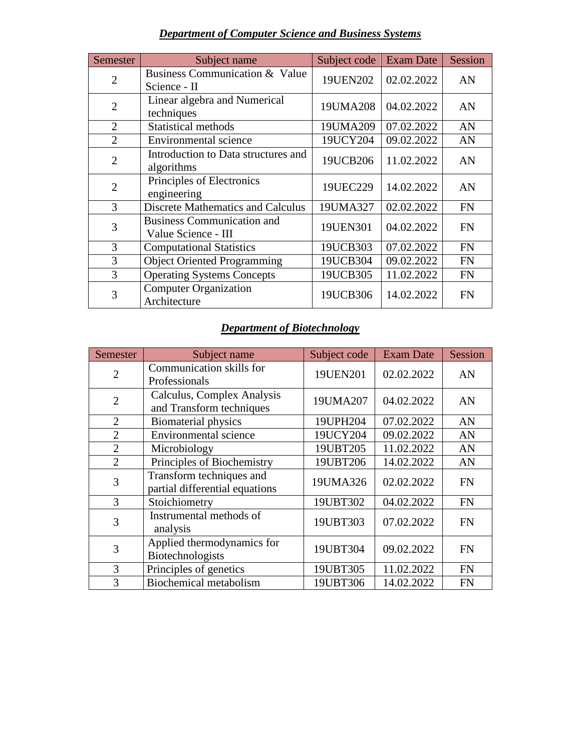***Department of Computer Science and Business Systems***

| Semester | Subject name | Subject code | Exam Date | Session |
|---|---|---|---|---|
| 2 | Business Communication & Value Science - II | 19UEN202 | 02.02.2022 | AN |
| 2 | Linear algebra and Numerical techniques | 19UMA208 | 04.02.2022 | AN |
| 2 | Statistical methods | 19UMA209 | 07.02.2022 | AN |
| 2 | Environmental science | 19UCY204 | 09.02.2022 | AN |
| 2 | Introduction to Data structures and algorithms | 19UCB206 | 11.02.2022 | AN |
| 2 | Principles of Electronics engineering | 19UEC229 | 14.02.2022 | AN |
| 3 | Discrete Mathematics and Calculus | 19UMA327 | 02.02.2022 | FN |
| 3 | Business Communication and Value Science - III | 19UEN301 | 04.02.2022 | FN |
| 3 | Computational Statistics | 19UCB303 | 07.02.2022 | FN |
| 3 | Object Oriented Programming | 19UCB304 | 09.02.2022 | FN |
| 3 | Operating Systems Concepts | 19UCB305 | 11.02.2022 | FN |
| 3 | Computer Organization Architecture | 19UCB306 | 14.02.2022 | FN |

***Department of Biotechnology***

| Semester | Subject name | Subject code | Exam Date | Session |
|---|---|---|---|---|
| 2 | Communication skills for Professionals | 19UEN201 | 02.02.2022 | AN |
| 2 | Calculus, Complex Analysis and Transform techniques | 19UMA207 | 04.02.2022 | AN |
| 2 | Biomaterial physics | 19UPH204 | 07.02.2022 | AN |
| 2 | Environmental science | 19UCY204 | 09.02.2022 | AN |
| 2 | Microbiology | 19UBT205 | 11.02.2022 | AN |
| 2 | Principles of Biochemistry | 19UBT206 | 14.02.2022 | AN |
| 3 | Transform techniques and partial differential equations | 19UMA326 | 02.02.2022 | FN |
| 3 | Stoichiometry | 19UBT302 | 04.02.2022 | FN |
| 3 | Instrumental methods of analysis | 19UBT303 | 07.02.2022 | FN |
| 3 | Applied thermodynamics for Biotechnologists | 19UBT304 | 09.02.2022 | FN |
| 3 | Principles of genetics | 19UBT305 | 11.02.2022 | FN |
| 3 | Biochemical metabolism | 19UBT306 | 14.02.2022 | FN |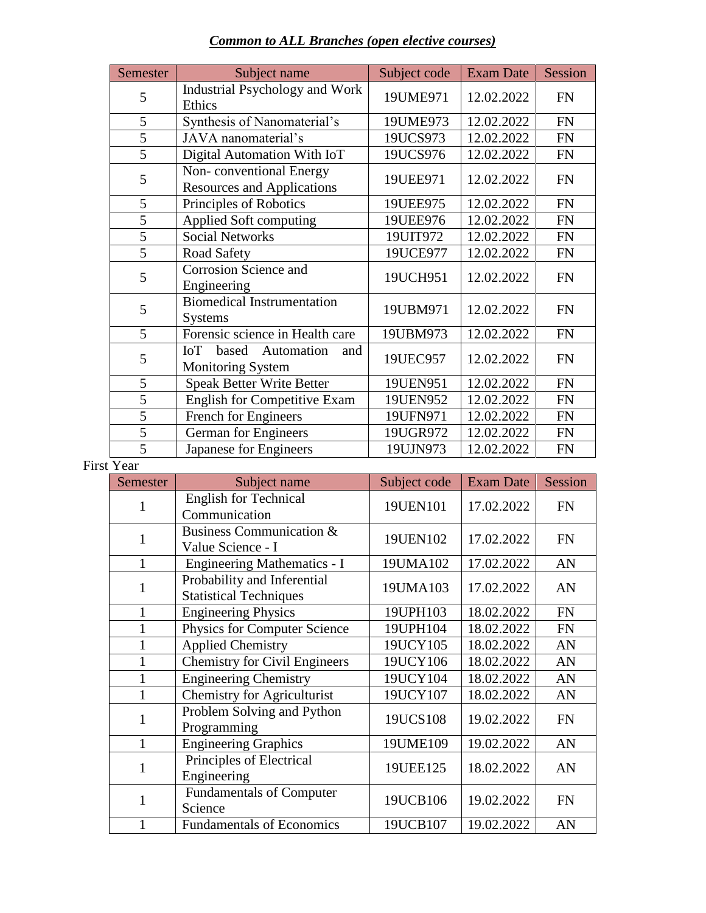***Common to ALL Branches (open elective courses)***

| Semester | Subject name | Subject code | Exam Date | Session |
| --- | --- | --- | --- | --- |
| 5 | Industrial Psychology and Work Ethics | 19UME971 | 12.02.2022 | FN |
| 5 | Synthesis of Nanomaterial's | 19UME973 | 12.02.2022 | FN |
| 5 | JAVA nanomaterial's | 19UCS973 | 12.02.2022 | FN |
| 5 | Digital Automation With IoT | 19UCS976 | 12.02.2022 | FN |
| 5 | Non- conventional Energy Resources and Applications | 19UEE971 | 12.02.2022 | FN |
| 5 | Principles of Robotics | 19UEE975 | 12.02.2022 | FN |
| 5 | Applied Soft computing | 19UEE976 | 12.02.2022 | FN |
| 5 | Social Networks | 19UIT972 | 12.02.2022 | FN |
| 5 | Road Safety | 19UCE977 | 12.02.2022 | FN |
| 5 | Corrosion Science and Engineering | 19UCH951 | 12.02.2022 | FN |
| 5 | Biomedical Instrumentation Systems | 19UBM971 | 12.02.2022 | FN |
| 5 | Forensic science in Health care | 19UBM973 | 12.02.2022 | FN |
| 5 | IoT based Automation and Monitoring System | 19UEC957 | 12.02.2022 | FN |
| 5 | Speak Better Write Better | 19UEN951 | 12.02.2022 | FN |
| 5 | English for Competitive Exam | 19UEN952 | 12.02.2022 | FN |
| 5 | French for Engineers | 19UFN971 | 12.02.2022 | FN |
| 5 | German for Engineers | 19UGR972 | 12.02.2022 | FN |
| 5 | Japanese for Engineers | 19UJN973 | 12.02.2022 | FN |

First Year

| Semester | Subject name | Subject code | Exam Date | Session |
| --- | --- | --- | --- | --- |
| 1 | English for Technical Communication | 19UEN101 | 17.02.2022 | FN |
| 1 | Business Communication & Value Science - I | 19UEN102 | 17.02.2022 | FN |
| 1 | Engineering Mathematics - I | 19UMA102 | 17.02.2022 | AN |
| 1 | Probability and Inferential Statistical Techniques | 19UMA103 | 17.02.2022 | AN |
| 1 | Engineering Physics | 19UPH103 | 18.02.2022 | FN |
| 1 | Physics for Computer Science | 19UPH104 | 18.02.2022 | FN |
| 1 | Applied Chemistry | 19UCY105 | 18.02.2022 | AN |
| 1 | Chemistry for Civil Engineers | 19UCY106 | 18.02.2022 | AN |
| 1 | Engineering Chemistry | 19UCY104 | 18.02.2022 | AN |
| 1 | Chemistry for Agriculturist | 19UCY107 | 18.02.2022 | AN |
| 1 | Problem Solving and Python Programming | 19UCS108 | 19.02.2022 | FN |
| 1 | Engineering Graphics | 19UME109 | 19.02.2022 | AN |
| 1 | Principles of Electrical Engineering | 19UEE125 | 18.02.2022 | AN |
| 1 | Fundamentals of Computer Science | 19UCB106 | 19.02.2022 | FN |
| 1 | Fundamentals of Economics | 19UCB107 | 19.02.2022 | AN |